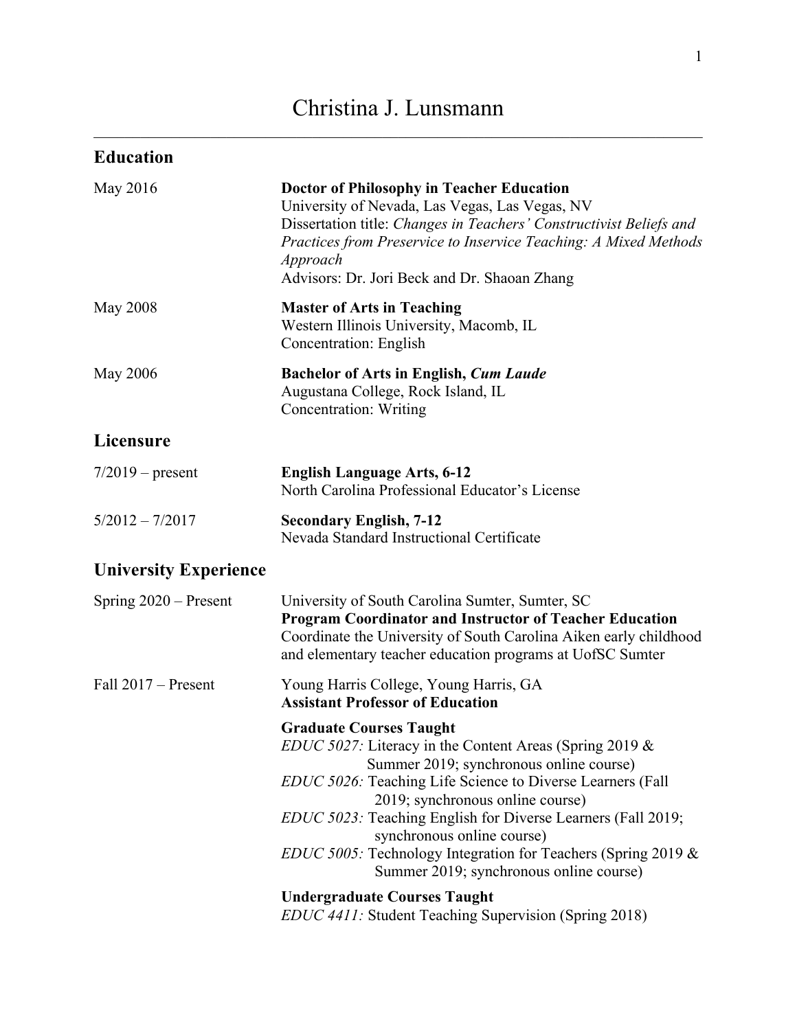# Christina J. Lunsmann

## Education

May 2016 — **Doctor of Philosophy in Teacher Education**
University of Nevada, Las Vegas, Las Vegas, NV
Dissertation title: *Changes in Teachers' Constructivist Beliefs and Practices from Preservice to Inservice Teaching: A Mixed Methods Approach*
Advisors: Dr. Jori Beck and Dr. Shaoan Zhang

May 2008 — **Master of Arts in Teaching**
Western Illinois University, Macomb, IL
Concentration: English

May 2006 — **Bachelor of Arts in English, *Cum Laude***
Augustana College, Rock Island, IL
Concentration: Writing

## Licensure

7/2019 – present — **English Language Arts, 6-12**
North Carolina Professional Educator's License

5/2012 – 7/2017 — **Secondary English, 7-12**
Nevada Standard Instructional Certificate

## University Experience

Spring 2020 – Present — University of South Carolina Sumter, Sumter, SC
**Program Coordinator and Instructor of Teacher Education**
Coordinate the University of South Carolina Aiken early childhood and elementary teacher education programs at UofSC Sumter

Fall 2017 – Present — Young Harris College, Young Harris, GA
**Assistant Professor of Education**

**Graduate Courses Taught**

*EDUC 5027:* Literacy in the Content Areas (Spring 2019 & Summer 2019; synchronous online course)
*EDUC 5026:* Teaching Life Science to Diverse Learners (Fall 2019; synchronous online course)
*EDUC 5023:* Teaching English for Diverse Learners (Fall 2019; synchronous online course)
*EDUC 5005:* Technology Integration for Teachers (Spring 2019 & Summer 2019; synchronous online course)

**Undergraduate Courses Taught**

*EDUC 4411:* Student Teaching Supervision (Spring 2018)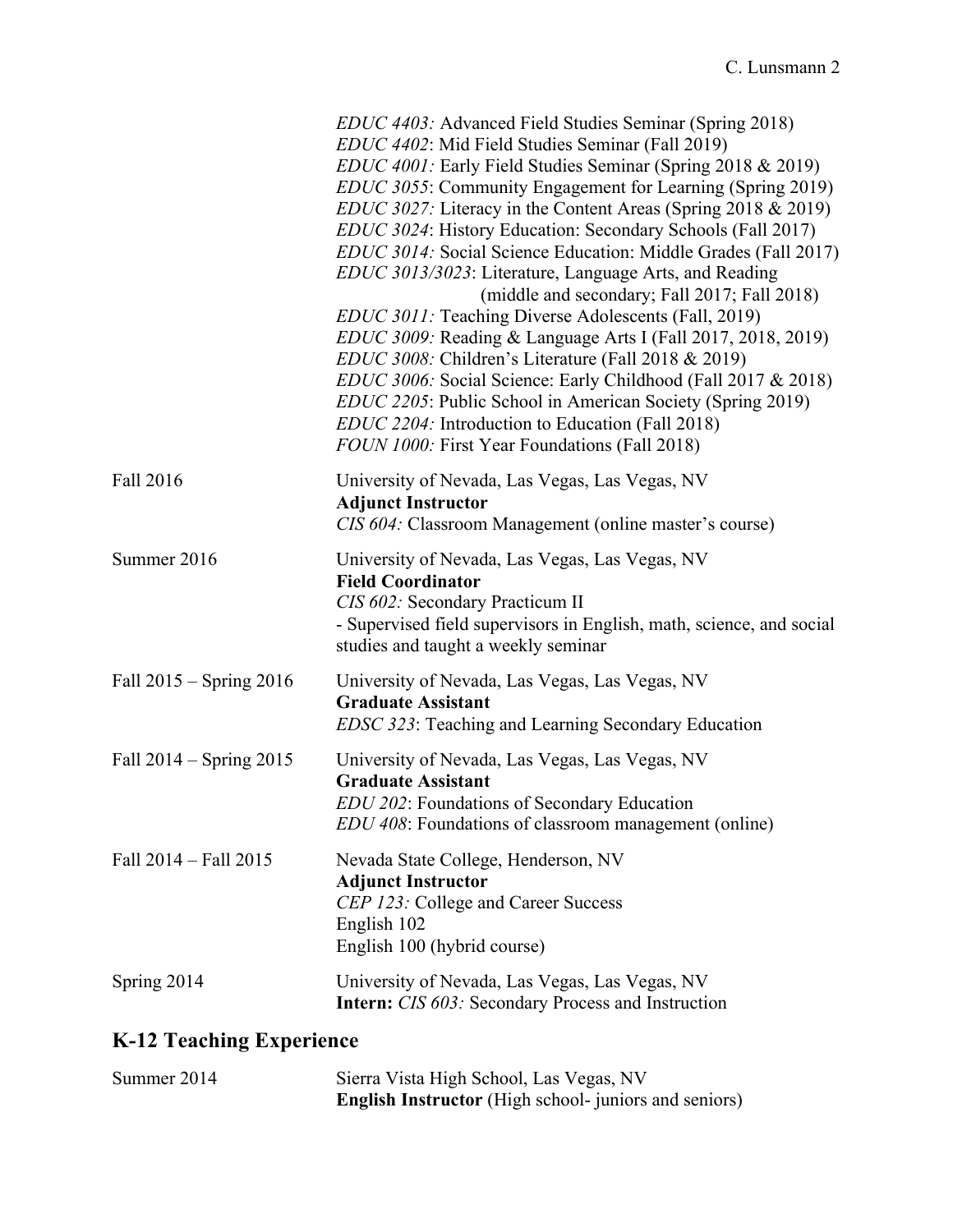*EDUC 4403:* Advanced Field Studies Seminar (Spring 2018)
*EDUC 4402*: Mid Field Studies Seminar (Fall 2019)
*EDUC 4001:* Early Field Studies Seminar (Spring 2018 & 2019)
*EDUC 3055*: Community Engagement for Learning (Spring 2019)
*EDUC 3027:* Literacy in the Content Areas (Spring 2018 & 2019)
*EDUC 3024*: History Education: Secondary Schools (Fall 2017)
*EDUC 3014:* Social Science Education: Middle Grades (Fall 2017)
*EDUC 3013/3023*: Literature, Language Arts, and Reading (middle and secondary; Fall 2017; Fall 2018)
*EDUC 3011:* Teaching Diverse Adolescents (Fall, 2019)
*EDUC 3009:* Reading & Language Arts I (Fall 2017, 2018, 2019)
*EDUC 3008:* Children's Literature (Fall 2018 & 2019)
*EDUC 3006:* Social Science: Early Childhood (Fall 2017 & 2018)
*EDUC 2205*: Public School in American Society (Spring 2019)
*EDUC 2204:* Introduction to Education (Fall 2018)
*FOUN 1000:* First Year Foundations (Fall 2018)

Fall 2016 — University of Nevada, Las Vegas, Las Vegas, NV
**Adjunct Instructor**
*CIS 604:* Classroom Management (online master's course)

Summer 2016 — University of Nevada, Las Vegas, Las Vegas, NV
**Field Coordinator**
*CIS 602:* Secondary Practicum II
- Supervised field supervisors in English, math, science, and social studies and taught a weekly seminar

Fall 2015 – Spring 2016 — University of Nevada, Las Vegas, Las Vegas, NV
**Graduate Assistant**
*EDSC 323*: Teaching and Learning Secondary Education

Fall 2014 – Spring 2015 — University of Nevada, Las Vegas, Las Vegas, NV
**Graduate Assistant**
*EDU 202*: Foundations of Secondary Education
*EDU 408*: Foundations of classroom management (online)

Fall 2014 – Fall 2015 — Nevada State College, Henderson, NV
**Adjunct Instructor**
*CEP 123:* College and Career Success
English 102
English 100 (hybrid course)

Spring 2014 — University of Nevada, Las Vegas, Las Vegas, NV
**Intern:** *CIS 603:* Secondary Process and Instruction

## K-12 Teaching Experience

Summer 2014 — Sierra Vista High School, Las Vegas, NV
**English Instructor** (High school- juniors and seniors)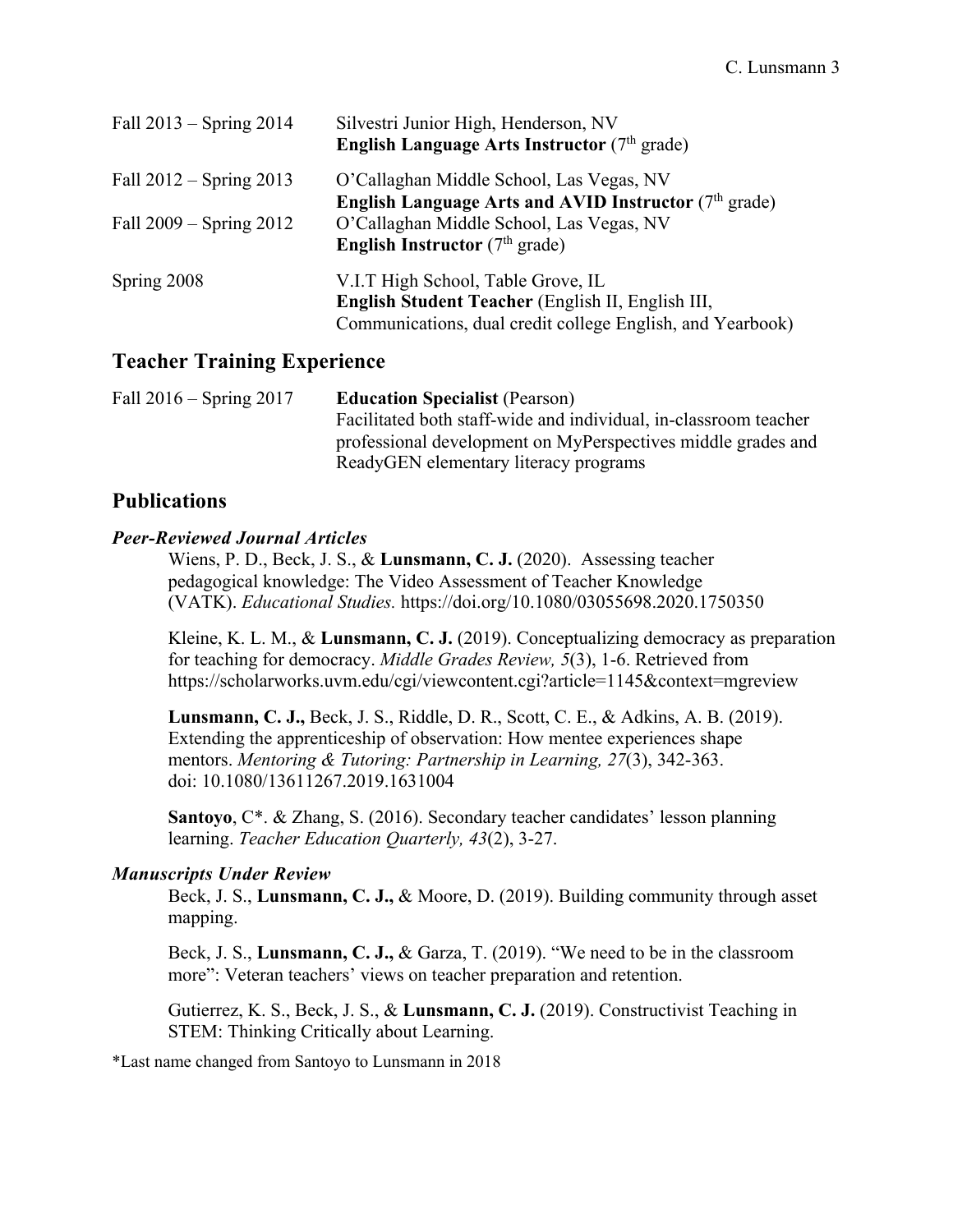Fall 2013 – Spring 2014 — Silvestri Junior High, Henderson, NV
**English Language Arts Instructor** (7th grade)

Fall 2012 – Spring 2013 — O'Callaghan Middle School, Las Vegas, NV
**English Language Arts and AVID Instructor** (7th grade)

Fall 2009 – Spring 2012 — O'Callaghan Middle School, Las Vegas, NV
**English Instructor** (7th grade)

Spring 2008 — V.I.T High School, Table Grove, IL
**English Student Teacher** (English II, English III, Communications, dual credit college English, and Yearbook)

## Teacher Training Experience

Fall 2016 – Spring 2017 — **Education Specialist** (Pearson)
Facilitated both staff-wide and individual, in-classroom teacher professional development on MyPerspectives middle grades and ReadyGEN elementary literacy programs

## Publications

### *Peer-Reviewed Journal Articles*

Wiens, P. D., Beck, J. S., & **Lunsmann, C. J.** (2020). Assessing teacher pedagogical knowledge: The Video Assessment of Teacher Knowledge (VATK). *Educational Studies.* https://doi.org/10.1080/03055698.2020.1750350

Kleine, K. L. M., & **Lunsmann, C. J.** (2019). Conceptualizing democracy as preparation for teaching for democracy. *Middle Grades Review, 5*(3), 1-6. Retrieved from https://scholarworks.uvm.edu/cgi/viewcontent.cgi?article=1145&context=mgreview

**Lunsmann, C. J.,** Beck, J. S., Riddle, D. R., Scott, C. E., & Adkins, A. B. (2019). Extending the apprenticeship of observation: How mentee experiences shape mentors. *Mentoring & Tutoring: Partnership in Learning, 27*(3), 342-363. doi: 10.1080/13611267.2019.1631004

**Santoyo**, C*. & Zhang, S. (2016). Secondary teacher candidates' lesson planning learning. *Teacher Education Quarterly, 43*(2), 3-27.

### *Manuscripts Under Review*

Beck, J. S., **Lunsmann, C. J.,** & Moore, D. (2019). Building community through asset mapping.

Beck, J. S., **Lunsmann, C. J.,** & Garza, T. (2019). "We need to be in the classroom more": Veteran teachers' views on teacher preparation and retention.

Gutierrez, K. S., Beck, J. S., & **Lunsmann, C. J.** (2019). Constructivist Teaching in STEM: Thinking Critically about Learning.

*Last name changed from Santoyo to Lunsmann in 2018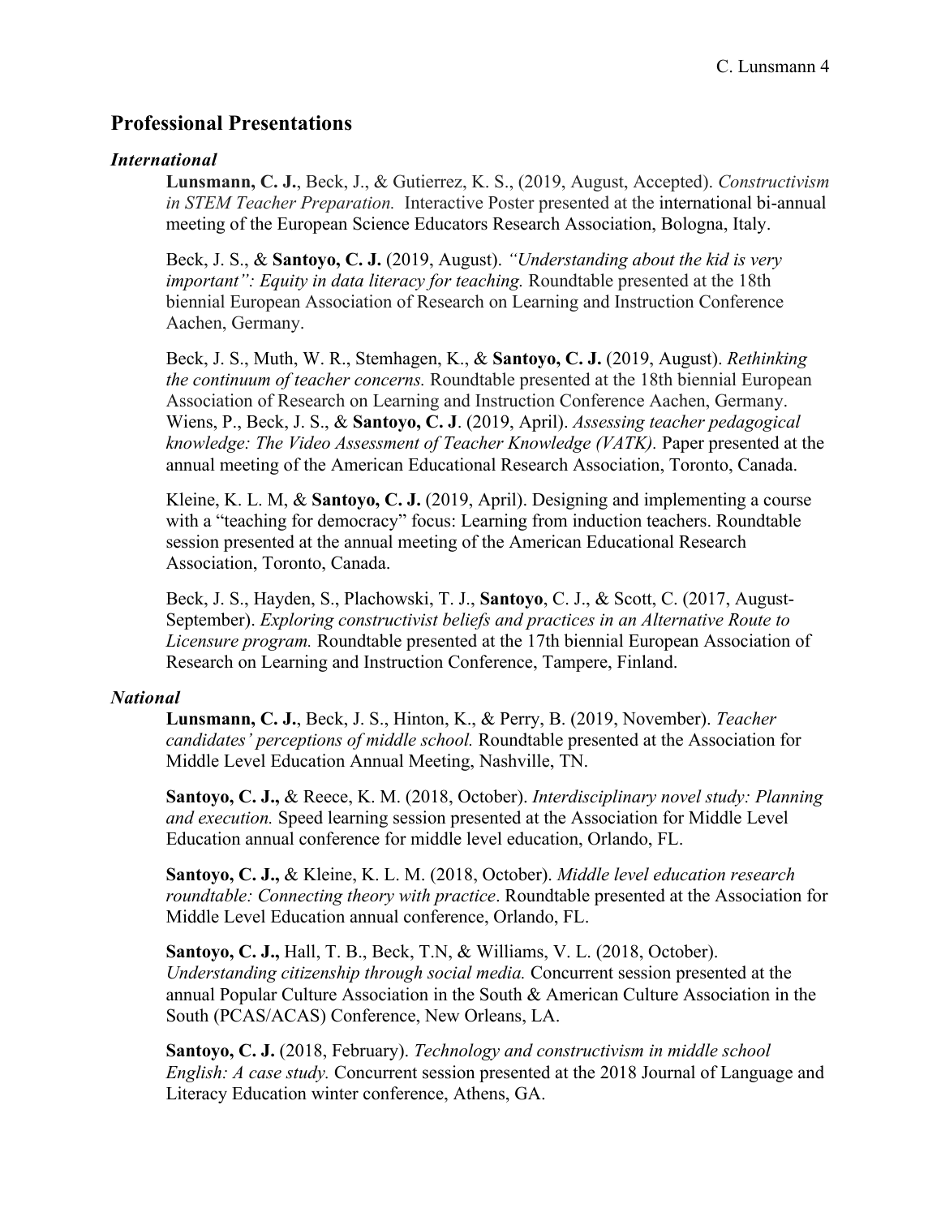## Professional Presentations

### *International*

**Lunsmann, C. J.**, Beck, J., & Gutierrez, K. S., (2019, August, Accepted). *Constructivism in STEM Teacher Preparation.* Interactive Poster presented at the international bi-annual meeting of the European Science Educators Research Association, Bologna, Italy.

Beck, J. S., & **Santoyo, C. J.** (2019, August). *"Understanding about the kid is very important": Equity in data literacy for teaching.* Roundtable presented at the 18th biennial European Association of Research on Learning and Instruction Conference Aachen, Germany.

Beck, J. S., Muth, W. R., Stemhagen, K., & **Santoyo, C. J.** (2019, August). *Rethinking the continuum of teacher concerns.* Roundtable presented at the 18th biennial European Association of Research on Learning and Instruction Conference Aachen, Germany.

Wiens, P., Beck, J. S., & **Santoyo, C. J**. (2019, April). *Assessing teacher pedagogical knowledge: The Video Assessment of Teacher Knowledge (VATK).* Paper presented at the annual meeting of the American Educational Research Association, Toronto, Canada.

Kleine, K. L. M, & **Santoyo, C. J.** (2019, April). Designing and implementing a course with a "teaching for democracy" focus: Learning from induction teachers. Roundtable session presented at the annual meeting of the American Educational Research Association, Toronto, Canada.

Beck, J. S., Hayden, S., Plachowski, T. J., **Santoyo**, C. J., & Scott, C. (2017, August-September). *Exploring constructivist beliefs and practices in an Alternative Route to Licensure program.* Roundtable presented at the 17th biennial European Association of Research on Learning and Instruction Conference, Tampere, Finland.

### *National*

**Lunsmann, C. J.**, Beck, J. S., Hinton, K., & Perry, B. (2019, November). *Teacher candidates' perceptions of middle school.* Roundtable presented at the Association for Middle Level Education Annual Meeting, Nashville, TN.

**Santoyo, C. J.,** & Reece, K. M. (2018, October). *Interdisciplinary novel study: Planning and execution.* Speed learning session presented at the Association for Middle Level Education annual conference for middle level education, Orlando, FL.

**Santoyo, C. J.,** & Kleine, K. L. M. (2018, October). *Middle level education research roundtable: Connecting theory with practice*. Roundtable presented at the Association for Middle Level Education annual conference, Orlando, FL.

**Santoyo, C. J.,** Hall, T. B., Beck, T.N, & Williams, V. L. (2018, October). *Understanding citizenship through social media.* Concurrent session presented at the annual Popular Culture Association in the South & American Culture Association in the South (PCAS/ACAS) Conference, New Orleans, LA.

**Santoyo, C. J.** (2018, February). *Technology and constructivism in middle school English: A case study.* Concurrent session presented at the 2018 Journal of Language and Literacy Education winter conference, Athens, GA.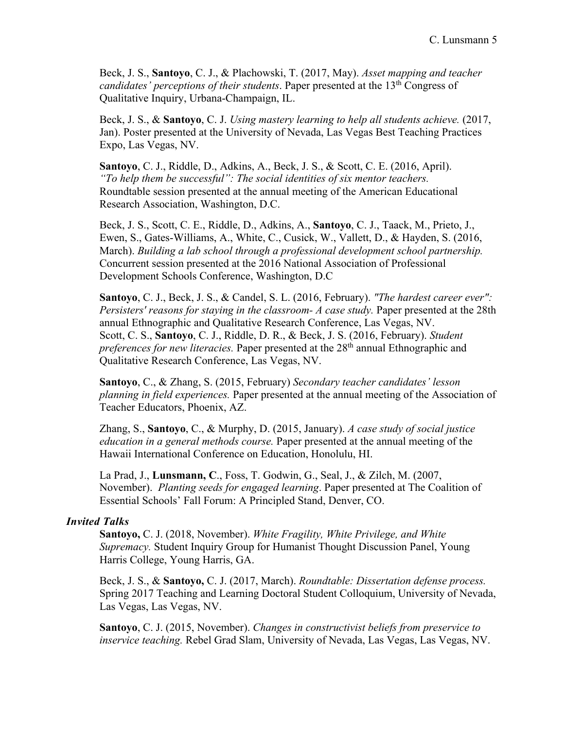Beck, J. S., **Santoyo**, C. J., & Plachowski, T. (2017, May). *Asset mapping and teacher candidates' perceptions of their students*. Paper presented at the 13th Congress of Qualitative Inquiry, Urbana-Champaign, IL.

Beck, J. S., & **Santoyo**, C. J. *Using mastery learning to help all students achieve.* (2017, Jan). Poster presented at the University of Nevada, Las Vegas Best Teaching Practices Expo, Las Vegas, NV.

**Santoyo**, C. J., Riddle, D., Adkins, A., Beck, J. S., & Scott, C. E. (2016, April). *"To help them be successful": The social identities of six mentor teachers.* Roundtable session presented at the annual meeting of the American Educational Research Association, Washington, D.C.

Beck, J. S., Scott, C. E., Riddle, D., Adkins, A., **Santoyo**, C. J., Taack, M., Prieto, J., Ewen, S., Gates-Williams, A., White, C., Cusick, W., Vallett, D., & Hayden, S. (2016, March). *Building a lab school through a professional development school partnership.* Concurrent session presented at the 2016 National Association of Professional Development Schools Conference, Washington, D.C

**Santoyo**, C. J., Beck, J. S., & Candel, S. L. (2016, February). *"The hardest career ever": Persisters' reasons for staying in the classroom- A case study.* Paper presented at the 28th annual Ethnographic and Qualitative Research Conference, Las Vegas, NV.

Scott, C. S., **Santoyo**, C. J., Riddle, D. R., & Beck, J. S. (2016, February). *Student preferences for new literacies.* Paper presented at the 28th annual Ethnographic and Qualitative Research Conference, Las Vegas, NV.

**Santoyo**, C., & Zhang, S. (2015, February) *Secondary teacher candidates' lesson planning in field experiences.* Paper presented at the annual meeting of the Association of Teacher Educators, Phoenix, AZ.

Zhang, S., **Santoyo**, C., & Murphy, D. (2015, January). *A case study of social justice education in a general methods course.* Paper presented at the annual meeting of the Hawaii International Conference on Education, Honolulu, HI.

La Prad, J., **Lunsmann, C**., Foss, T. Godwin, G., Seal, J., & Zilch, M. (2007, November). *Planting seeds for engaged learning*. Paper presented at The Coalition of Essential Schools' Fall Forum: A Principled Stand, Denver, CO.

### *Invited Talks*

**Santoyo,** C. J. (2018, November). *White Fragility, White Privilege, and White Supremacy.* Student Inquiry Group for Humanist Thought Discussion Panel, Young Harris College, Young Harris, GA.

Beck, J. S., & **Santoyo,** C. J. (2017, March). *Roundtable: Dissertation defense process.* Spring 2017 Teaching and Learning Doctoral Student Colloquium, University of Nevada, Las Vegas, Las Vegas, NV.

**Santoyo**, C. J. (2015, November). *Changes in constructivist beliefs from preservice to inservice teaching.* Rebel Grad Slam, University of Nevada, Las Vegas, Las Vegas, NV.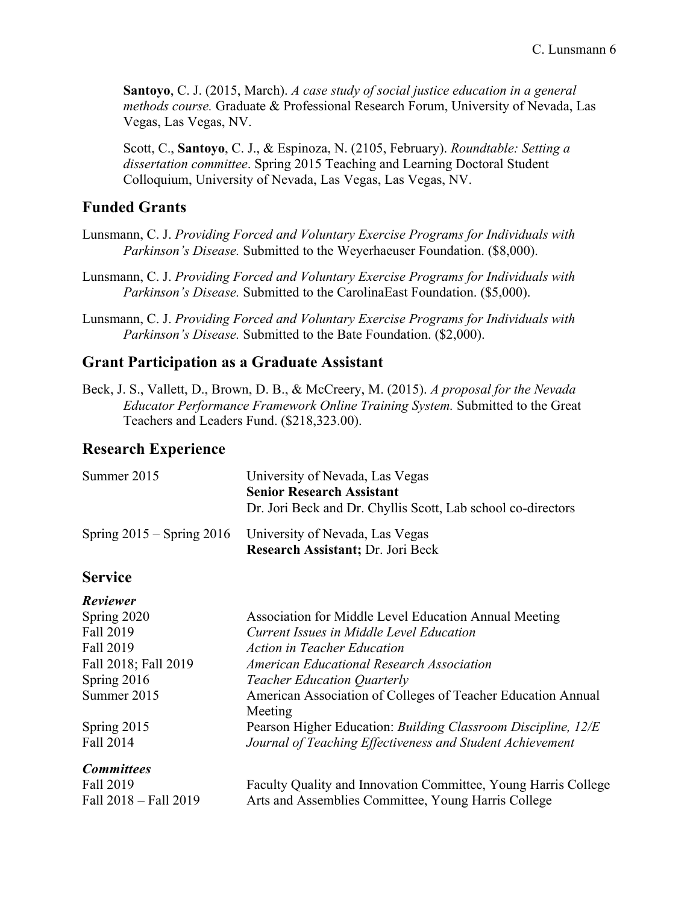**Santoyo**, C. J. (2015, March). *A case study of social justice education in a general methods course.* Graduate & Professional Research Forum, University of Nevada, Las Vegas, Las Vegas, NV.

Scott, C., **Santoyo**, C. J., & Espinoza, N. (2105, February). *Roundtable: Setting a dissertation committee*. Spring 2015 Teaching and Learning Doctoral Student Colloquium, University of Nevada, Las Vegas, Las Vegas, NV.

## Funded Grants

Lunsmann, C. J. *Providing Forced and Voluntary Exercise Programs for Individuals with Parkinson's Disease.* Submitted to the Weyerhaeuser Foundation. ($8,000).

Lunsmann, C. J. *Providing Forced and Voluntary Exercise Programs for Individuals with Parkinson's Disease.* Submitted to the CarolinaEast Foundation. ($5,000).

Lunsmann, C. J. *Providing Forced and Voluntary Exercise Programs for Individuals with Parkinson's Disease.* Submitted to the Bate Foundation. ($2,000).

## Grant Participation as a Graduate Assistant

Beck, J. S., Vallett, D., Brown, D. B., & McCreery, M. (2015). *A proposal for the Nevada Educator Performance Framework Online Training System.* Submitted to the Great Teachers and Leaders Fund. ($218,323.00).

## Research Experience

| | |
|---|---|
| Summer 2015 | University of Nevada, Las Vegas<br>**Senior Research Assistant**<br>Dr. Jori Beck and Dr. Chyllis Scott, Lab school co-directors |
| Spring 2015 – Spring 2016 | University of Nevada, Las Vegas<br>**Research Assistant;** Dr. Jori Beck |

## Service

***Reviewer***

| | |
|---|---|
| Spring 2020 | Association for Middle Level Education Annual Meeting |
| Fall 2019 | *Current Issues in Middle Level Education* |
| Fall 2019 | *Action in Teacher Education* |
| Fall 2018; Fall 2019 | *American Educational Research Association* |
| Spring 2016 | *Teacher Education Quarterly* |
| Summer 2015 | American Association of Colleges of Teacher Education Annual Meeting |
| Spring 2015 | Pearson Higher Education: *Building Classroom Discipline, 12/E* |
| Fall 2014 | *Journal of Teaching Effectiveness and Student Achievement* |

***Committees***

| | |
|---|---|
| Fall 2019 | Faculty Quality and Innovation Committee, Young Harris College |
| Fall 2018 – Fall 2019 | Arts and Assemblies Committee, Young Harris College |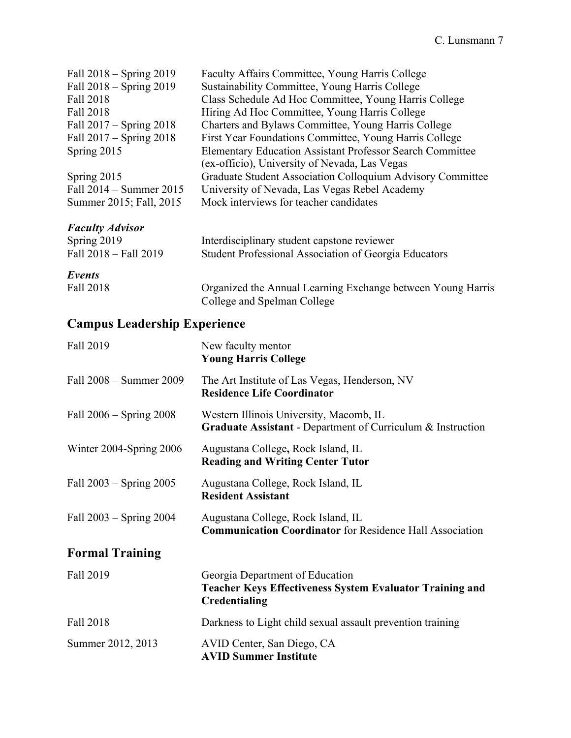Fall 2018 – Spring 2019 Faculty Affairs Committee, Young Harris College
Fall 2018 – Spring 2019 Sustainability Committee, Young Harris College
Fall 2018 Class Schedule Ad Hoc Committee, Young Harris College
Fall 2018 Hiring Ad Hoc Committee, Young Harris College
Fall 2017 – Spring 2018 Charters and Bylaws Committee, Young Harris College
Fall 2017 – Spring 2018 First Year Foundations Committee, Young Harris College
Spring 2015 Elementary Education Assistant Professor Search Committee (ex-officio), University of Nevada, Las Vegas
Spring 2015 Graduate Student Association Colloquium Advisory Committee
Fall 2014 – Summer 2015 University of Nevada, Las Vegas Rebel Academy
Summer 2015; Fall, 2015 Mock interviews for teacher candidates

***Faculty Advisor***

Spring 2019 Interdisciplinary student capstone reviewer
Fall 2018 – Fall 2019 Student Professional Association of Georgia Educators

***Events***

Fall 2018 Organized the Annual Learning Exchange between Young Harris College and Spelman College

## Campus Leadership Experience

Fall 2019 New faculty mentor
**Young Harris College**

Fall 2008 – Summer 2009 The Art Institute of Las Vegas, Henderson, NV
**Residence Life Coordinator**

Fall 2006 – Spring 2008 Western Illinois University, Macomb, IL
**Graduate Assistant** - Department of Curriculum & Instruction

Winter 2004-Spring 2006 Augustana College**,** Rock Island, IL
**Reading and Writing Center Tutor**

Fall 2003 – Spring 2005 Augustana College, Rock Island, IL
**Resident Assistant**

Fall 2003 – Spring 2004 Augustana College, Rock Island, IL
**Communication Coordinator** for Residence Hall Association

## Formal Training

Fall 2019 Georgia Department of Education
**Teacher Keys Effectiveness System Evaluator Training and Credentialing**

Fall 2018 Darkness to Light child sexual assault prevention training

Summer 2012, 2013 AVID Center, San Diego, CA
**AVID Summer Institute**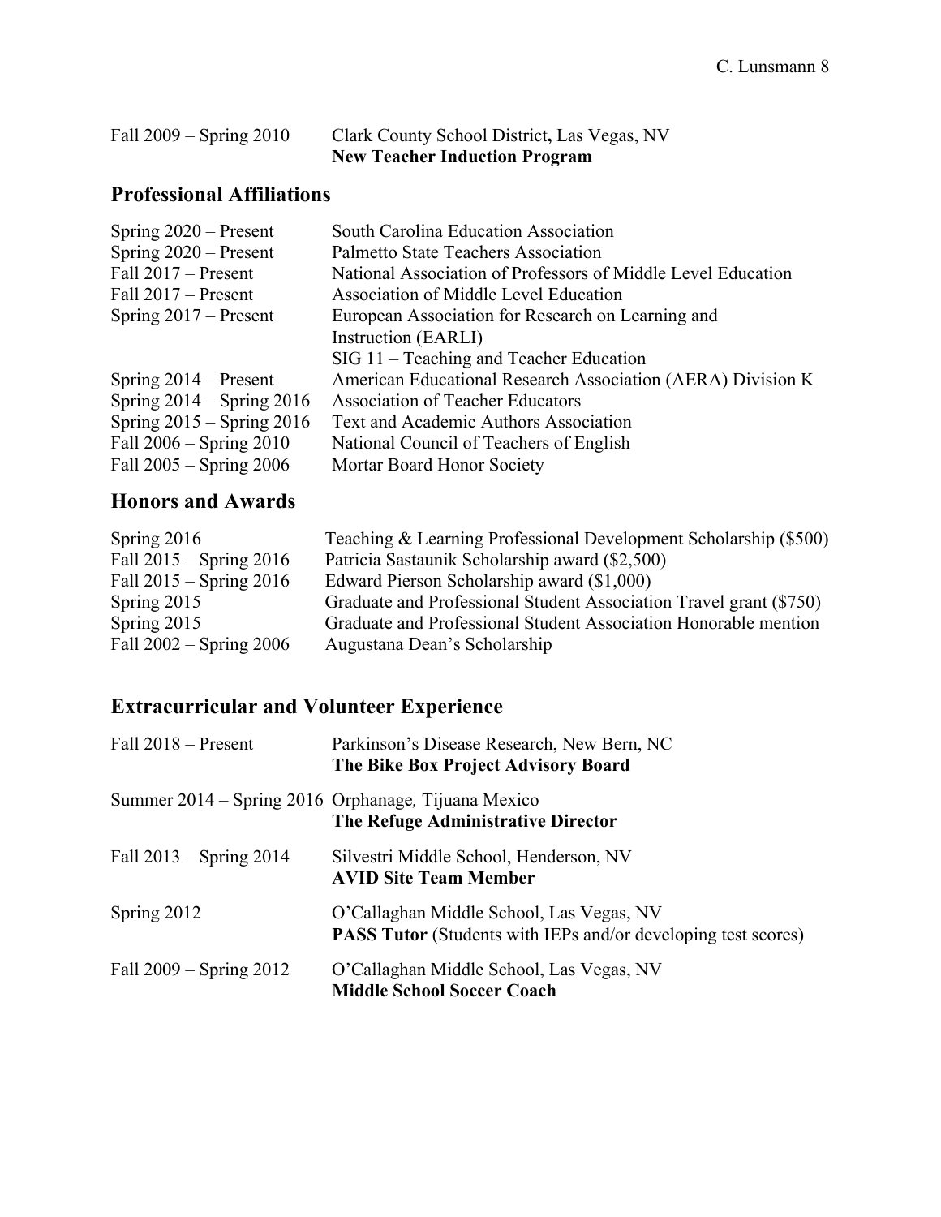| | |
|---|---|
| Fall 2009 – Spring 2010 | Clark County School District**,** Las Vegas, NV<br>**New Teacher Induction Program** |

## Professional Affiliations

| | |
|---|---|
| Spring 2020 – Present | South Carolina Education Association |
| Spring 2020 – Present | Palmetto State Teachers Association |
| Fall 2017 – Present | National Association of Professors of Middle Level Education |
| Fall 2017 – Present | Association of Middle Level Education |
| Spring 2017 – Present | European Association for Research on Learning and Instruction (EARLI)<br>SIG 11 – Teaching and Teacher Education |
| Spring 2014 – Present | American Educational Research Association (AERA) Division K |
| Spring 2014 – Spring 2016 | Association of Teacher Educators |
| Spring 2015 – Spring 2016 | Text and Academic Authors Association |
| Fall 2006 – Spring 2010 | National Council of Teachers of English |
| Fall 2005 – Spring 2006 | Mortar Board Honor Society |

## Honors and Awards

| | |
|---|---|
| Spring 2016 | Teaching & Learning Professional Development Scholarship ($500) |
| Fall 2015 – Spring 2016 | Patricia Sastaunik Scholarship award ($2,500) |
| Fall 2015 – Spring 2016 | Edward Pierson Scholarship award ($1,000) |
| Spring 2015 | Graduate and Professional Student Association Travel grant ($750) |
| Spring 2015 | Graduate and Professional Student Association Honorable mention |
| Fall 2002 – Spring 2006 | Augustana Dean's Scholarship |

## Extracurricular and Volunteer Experience

| | |
|---|---|
| Fall 2018 – Present | Parkinson's Disease Research, New Bern, NC<br>**The Bike Box Project Advisory Board** |
| Summer 2014 – Spring 2016 | Orphanage*,* Tijuana Mexico<br>**The Refuge Administrative Director** |
| Fall 2013 – Spring 2014 | Silvestri Middle School, Henderson, NV<br>**AVID Site Team Member** |
| Spring 2012 | O'Callaghan Middle School, Las Vegas, NV<br>**PASS Tutor** (Students with IEPs and/or developing test scores) |
| Fall 2009 – Spring 2012 | O'Callaghan Middle School, Las Vegas, NV<br>**Middle School Soccer Coach** |